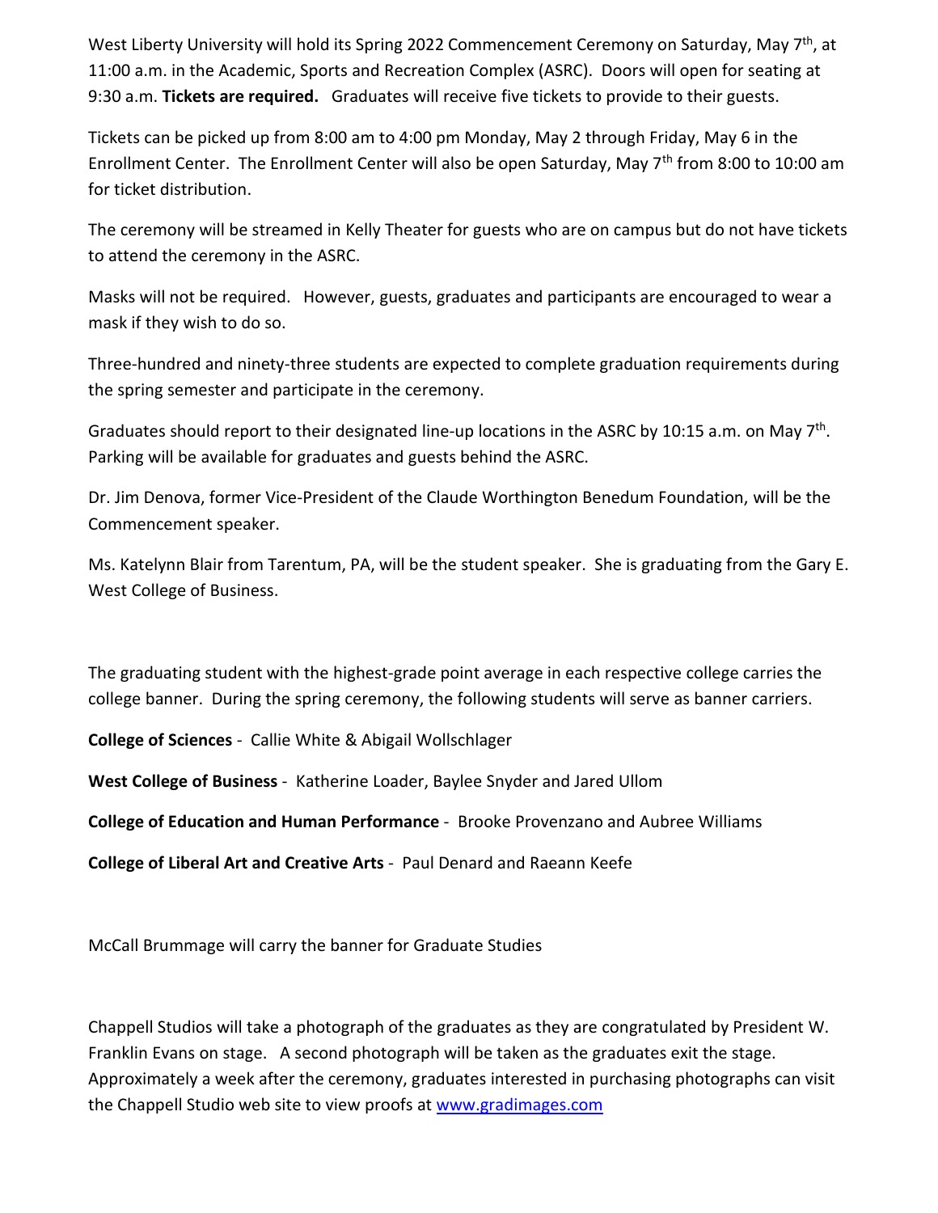West Liberty University will hold its Spring 2022 Commencement Ceremony on Saturday, May 7th, at 11:00 a.m. in the Academic, Sports and Recreation Complex (ASRC). Doors will open for seating at 9:30 a.m. **Tickets are required.** Graduates will receive five tickets to provide to their guests.

Tickets can be picked up from 8:00 am to 4:00 pm Monday, May 2 through Friday, May 6 in the Enrollment Center. The Enrollment Center will also be open Saturday, May 7th from 8:00 to 10:00 am for ticket distribution.

The ceremony will be streamed in Kelly Theater for guests who are on campus but do not have tickets to attend the ceremony in the ASRC.

Masks will not be required. However, guests, graduates and participants are encouraged to wear a mask if they wish to do so.

Three-hundred and ninety-three students are expected to complete graduation requirements during the spring semester and participate in the ceremony.

Graduates should report to their designated line-up locations in the ASRC by 10:15 a.m. on May 7th. Parking will be available for graduates and guests behind the ASRC.

Dr. Jim Denova, former Vice-President of the Claude Worthington Benedum Foundation, will be the Commencement speaker.

Ms. Katelynn Blair from Tarentum, PA, will be the student speaker. She is graduating from the Gary E. West College of Business.

The graduating student with the highest-grade point average in each respective college carries the college banner. During the spring ceremony, the following students will serve as banner carriers.

**College of Sciences** - Callie White & Abigail Wollschlager

**West College of Business** - Katherine Loader, Baylee Snyder and Jared Ullom

**College of Education and Human Performance** - Brooke Provenzano and Aubree Williams

**College of Liberal Art and Creative Arts** - Paul Denard and Raeann Keefe

McCall Brummage will carry the banner for Graduate Studies

Chappell Studios will take a photograph of the graduates as they are congratulated by President W. Franklin Evans on stage. A second photograph will be taken as the graduates exit the stage. Approximately a week after the ceremony, graduates interested in purchasing photographs can visit the Chappell Studio web site to view proofs at [www.gradimages.com](http://www.gradimages.com)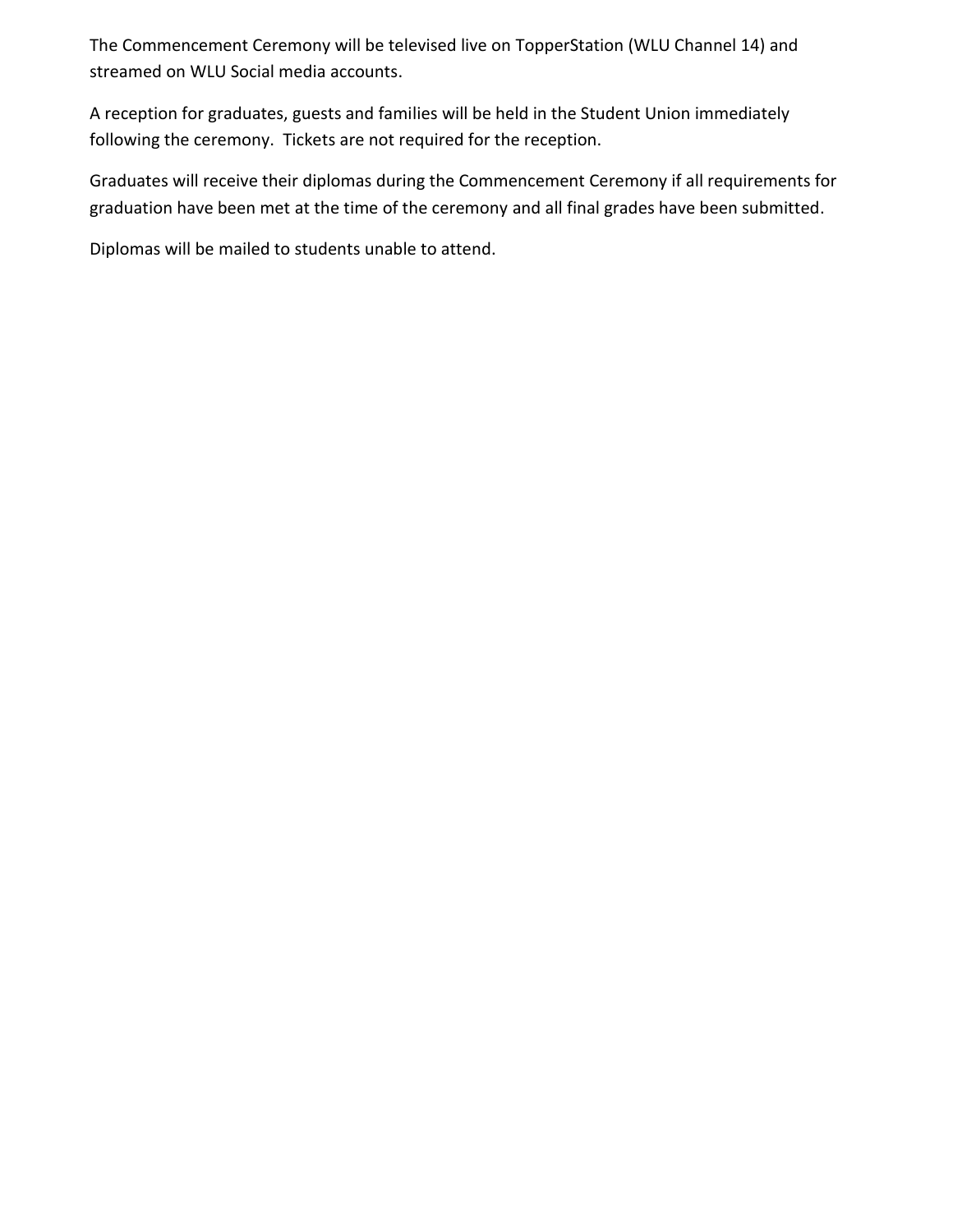The Commencement Ceremony will be televised live on TopperStation (WLU Channel 14) and streamed on WLU Social media accounts.

A reception for graduates, guests and families will be held in the Student Union immediately following the ceremony.  Tickets are not required for the reception.

Graduates will receive their diplomas during the Commencement Ceremony if all requirements for graduation have been met at the time of the ceremony and all final grades have been submitted.

Diplomas will be mailed to students unable to attend.